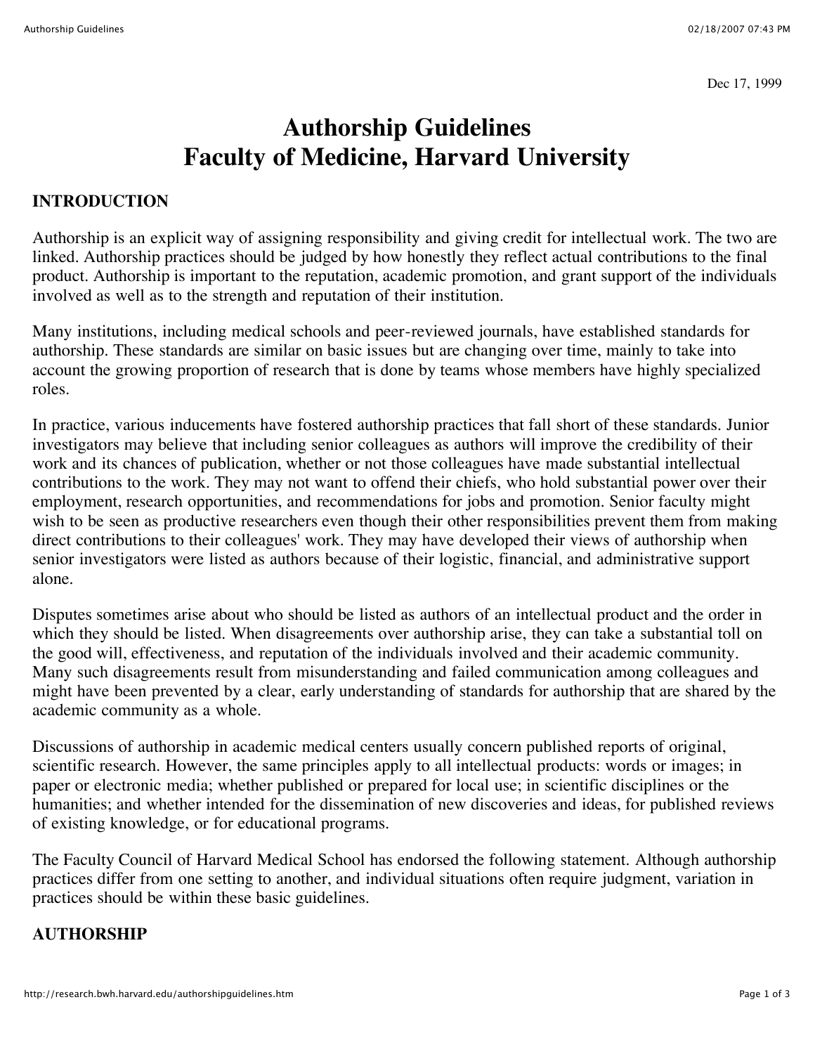Dec 17, 1999

# Authorship Guidelines
# Faculty of Medicine, Harvard University

## INTRODUCTION

Authorship is an explicit way of assigning responsibility and giving credit for intellectual work. The two are linked. Authorship practices should be judged by how honestly they reflect actual contributions to the final product. Authorship is important to the reputation, academic promotion, and grant support of the individuals involved as well as to the strength and reputation of their institution.

Many institutions, including medical schools and peer-reviewed journals, have established standards for authorship. These standards are similar on basic issues but are changing over time, mainly to take into account the growing proportion of research that is done by teams whose members have highly specialized roles.

In practice, various inducements have fostered authorship practices that fall short of these standards. Junior investigators may believe that including senior colleagues as authors will improve the credibility of their work and its chances of publication, whether or not those colleagues have made substantial intellectual contributions to the work. They may not want to offend their chiefs, who hold substantial power over their employment, research opportunities, and recommendations for jobs and promotion. Senior faculty might wish to be seen as productive researchers even though their other responsibilities prevent them from making direct contributions to their colleagues' work. They may have developed their views of authorship when senior investigators were listed as authors because of their logistic, financial, and administrative support alone.

Disputes sometimes arise about who should be listed as authors of an intellectual product and the order in which they should be listed. When disagreements over authorship arise, they can take a substantial toll on the good will, effectiveness, and reputation of the individuals involved and their academic community. Many such disagreements result from misunderstanding and failed communication among colleagues and might have been prevented by a clear, early understanding of standards for authorship that are shared by the academic community as a whole.

Discussions of authorship in academic medical centers usually concern published reports of original, scientific research. However, the same principles apply to all intellectual products: words or images; in paper or electronic media; whether published or prepared for local use; in scientific disciplines or the humanities; and whether intended for the dissemination of new discoveries and ideas, for published reviews of existing knowledge, or for educational programs.

The Faculty Council of Harvard Medical School has endorsed the following statement. Although authorship practices differ from one setting to another, and individual situations often require judgment, variation in practices should be within these basic guidelines.

## AUTHORSHIP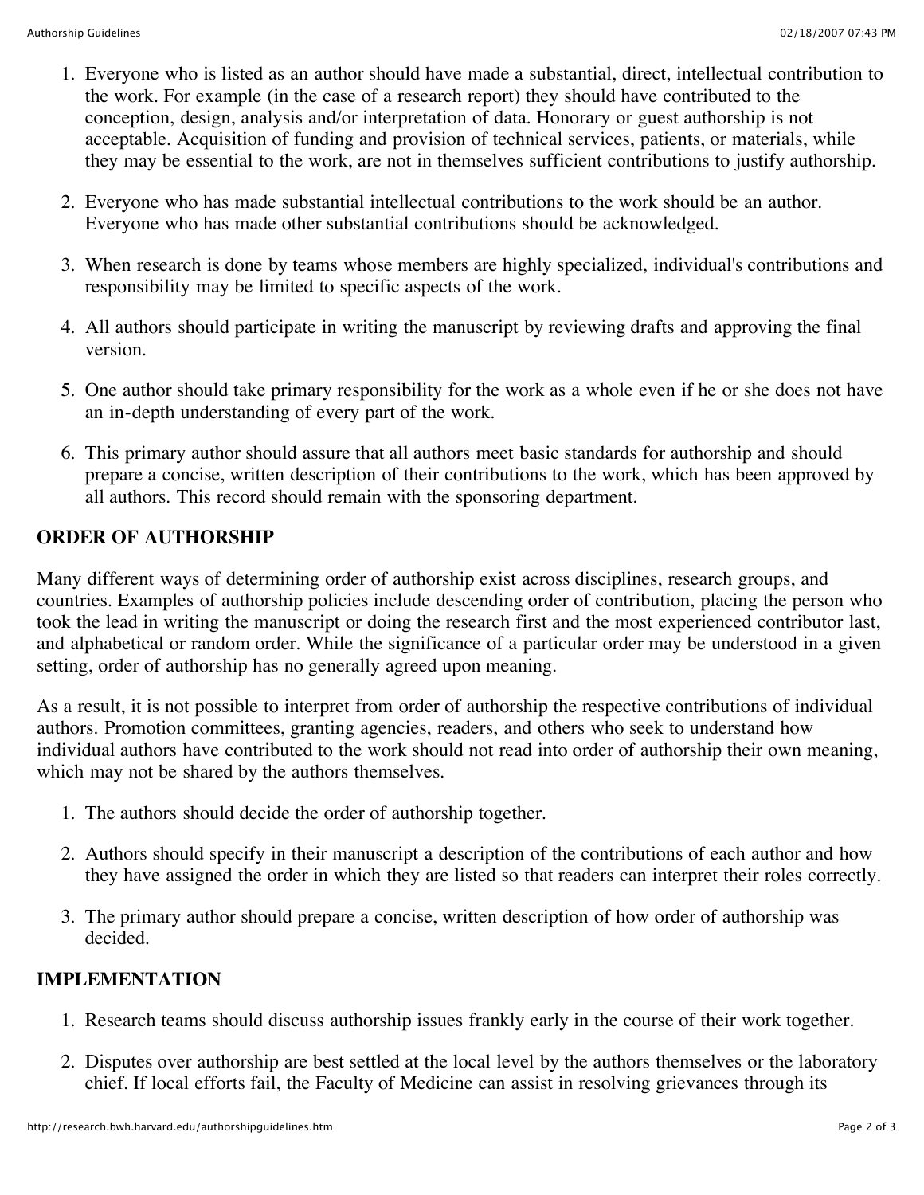1. Everyone who is listed as an author should have made a substantial, direct, intellectual contribution to the work. For example (in the case of a research report) they should have contributed to the conception, design, analysis and/or interpretation of data. Honorary or guest authorship is not acceptable. Acquisition of funding and provision of technical services, patients, or materials, while they may be essential to the work, are not in themselves sufficient contributions to justify authorship.

2. Everyone who has made substantial intellectual contributions to the work should be an author. Everyone who has made other substantial contributions should be acknowledged.

3. When research is done by teams whose members are highly specialized, individual's contributions and responsibility may be limited to specific aspects of the work.

4. All authors should participate in writing the manuscript by reviewing drafts and approving the final version.

5. One author should take primary responsibility for the work as a whole even if he or she does not have an in-depth understanding of every part of the work.

6. This primary author should assure that all authors meet basic standards for authorship and should prepare a concise, written description of their contributions to the work, which has been approved by all authors. This record should remain with the sponsoring department.

## ORDER OF AUTHORSHIP

Many different ways of determining order of authorship exist across disciplines, research groups, and countries. Examples of authorship policies include descending order of contribution, placing the person who took the lead in writing the manuscript or doing the research first and the most experienced contributor last, and alphabetical or random order. While the significance of a particular order may be understood in a given setting, order of authorship has no generally agreed upon meaning.

As a result, it is not possible to interpret from order of authorship the respective contributions of individual authors. Promotion committees, granting agencies, readers, and others who seek to understand how individual authors have contributed to the work should not read into order of authorship their own meaning, which may not be shared by the authors themselves.

1. The authors should decide the order of authorship together.

2. Authors should specify in their manuscript a description of the contributions of each author and how they have assigned the order in which they are listed so that readers can interpret their roles correctly.

3. The primary author should prepare a concise, written description of how order of authorship was decided.

## IMPLEMENTATION

1. Research teams should discuss authorship issues frankly early in the course of their work together.

2. Disputes over authorship are best settled at the local level by the authors themselves or the laboratory chief. If local efforts fail, the Faculty of Medicine can assist in resolving grievances through its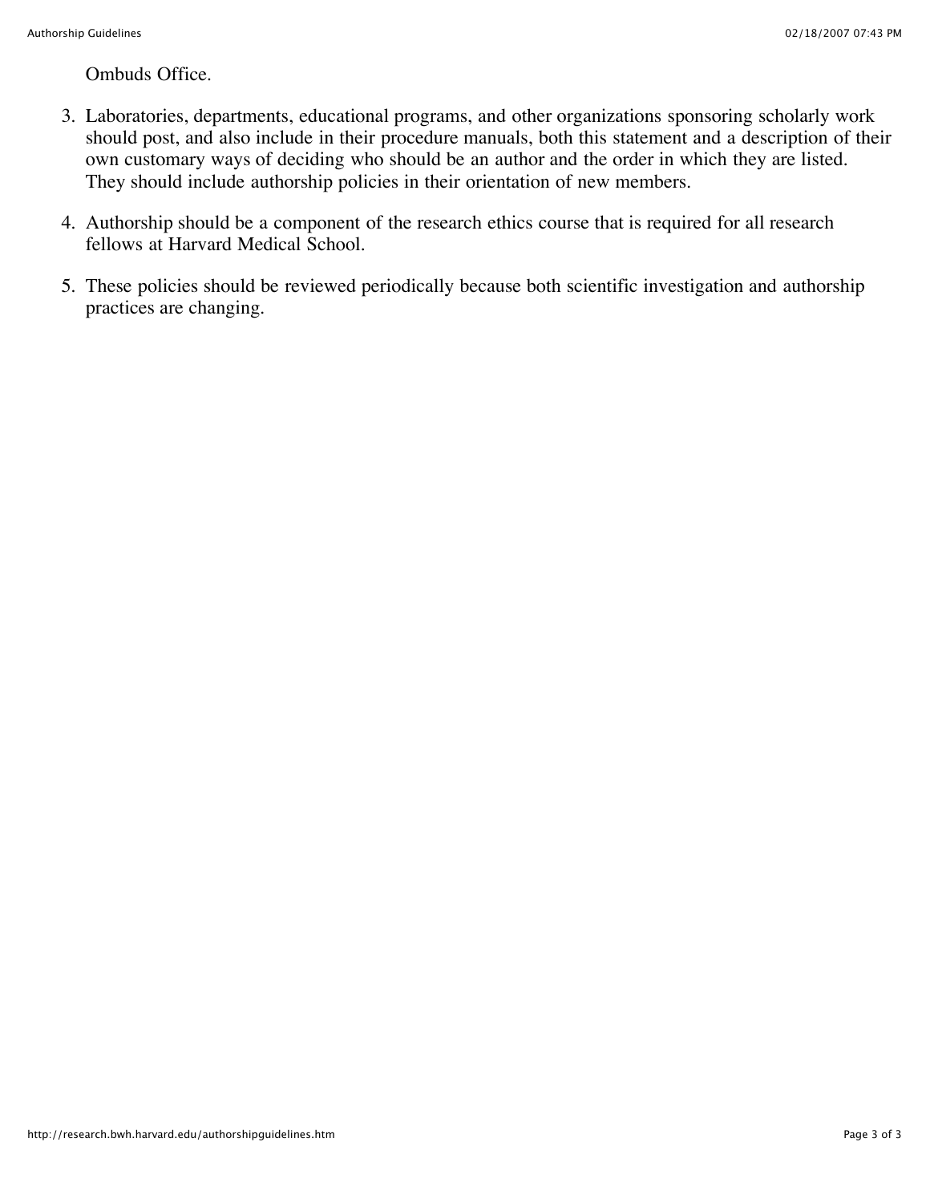Ombuds Office.

3. Laboratories, departments, educational programs, and other organizations sponsoring scholarly work should post, and also include in their procedure manuals, both this statement and a description of their own customary ways of deciding who should be an author and the order in which they are listed. They should include authorship policies in their orientation of new members.
4. Authorship should be a component of the research ethics course that is required for all research fellows at Harvard Medical School.
5. These policies should be reviewed periodically because both scientific investigation and authorship practices are changing.